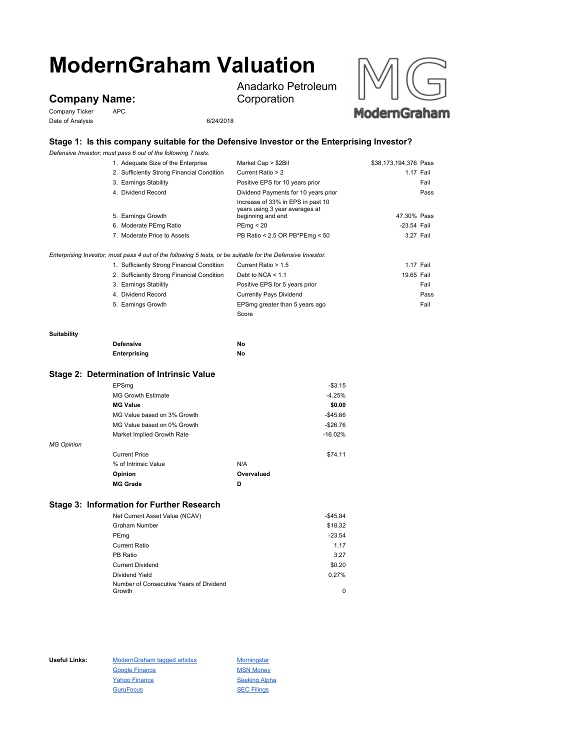# ModernGraham Valuation

## Company Name:

Anadarko Petroleum Corporation

Company Ticker: APC

Date of Analysis: 6/24/2018

### Stage 1: Is this company suitable for the Defensive Investor or the Enterprising Investor?

*Defensive Investor; must pass 6 out of the following 7 tests.*

| Test | Criterion | Value | Result |
|---|---|---|---|
| 1. Adequate Size of the Enterprise | Market Cap > $2Bil | $38,173,194,376 | Pass |
| 2. Sufficiently Strong Financial Condition | Current Ratio > 2 | 1.17 | Fail |
| 3. Earnings Stability | Positive EPS for 10 years prior | | Fail |
| 4. Dividend Record | Dividend Payments for 10 years prior | | Pass |
| 5. Earnings Growth | Increase of 33% in EPS in past 10 years using 3 year averages at beginning and end | 47.30% | Pass |
| 6. Moderate PEmg Ratio | PEmg < 20 | -23.54 | Fail |
| 7. Moderate Price to Assets | PB Ratio < 2.5 OR PB*PEmg < 50 | 3.27 | Fail |

*Enterprising Investor; must pass 4 out of the following 5 tests, or be suitable for the Defensive Investor.*

| Test | Criterion | Value | Result |
|---|---|---|---|
| 1. Sufficiently Strong Financial Condition | Current Ratio > 1.5 | 1.17 | Fail |
| 2. Sufficiently Strong Financial Condition | Debt to NCA < 1.1 | 19.65 | Fail |
| 3. Earnings Stability | Positive EPS for 5 years prior | | Fail |
| 4. Dividend Record | Currently Pays Dividend | | Pass |
| 5. Earnings Growth | EPSmg greater than 5 years ago | | Fail |
| | Score | | |

**Suitability**

| | |
|---|---|
| **Defensive** | **No** |
| **Enterprising** | **No** |

### Stage 2: Determination of Intrinsic Value

| | |
|---|---|
| EPSmg | -$3.15 |
| MG Growth Estimate | -4.25% |
| **MG Value** | **$0.00** |
| MG Value based on 3% Growth | -$45.66 |
| MG Value based on 0% Growth | -$26.76 |
| Market Implied Growth Rate | -16.02% |

*MG Opinion*

| | |
|---|---|
| Current Price | $74.11 |
| % of Intrinsic Value | N/A |
| **Opinion** | **Overvalued** |
| **MG Grade** | **D** |

### Stage 3: Information for Further Research

| | |
|---|---|
| Net Current Asset Value (NCAV) | -$45.84 |
| Graham Number | $18.32 |
| PEmg | -23.54 |
| Current Ratio | 1.17 |
| PB Ratio | 3.27 |
| Current Dividend | $0.20 |
| Dividend Yield | 0.27% |
| Number of Consecutive Years of Dividend Growth | 0 |

**Useful Links:**

- ModernGraham tagged articles
- Morningstar
- Google Finance
- MSN Money
- Yahoo Finance
- Seeking Alpha
- GuruFocus
- SEC Filings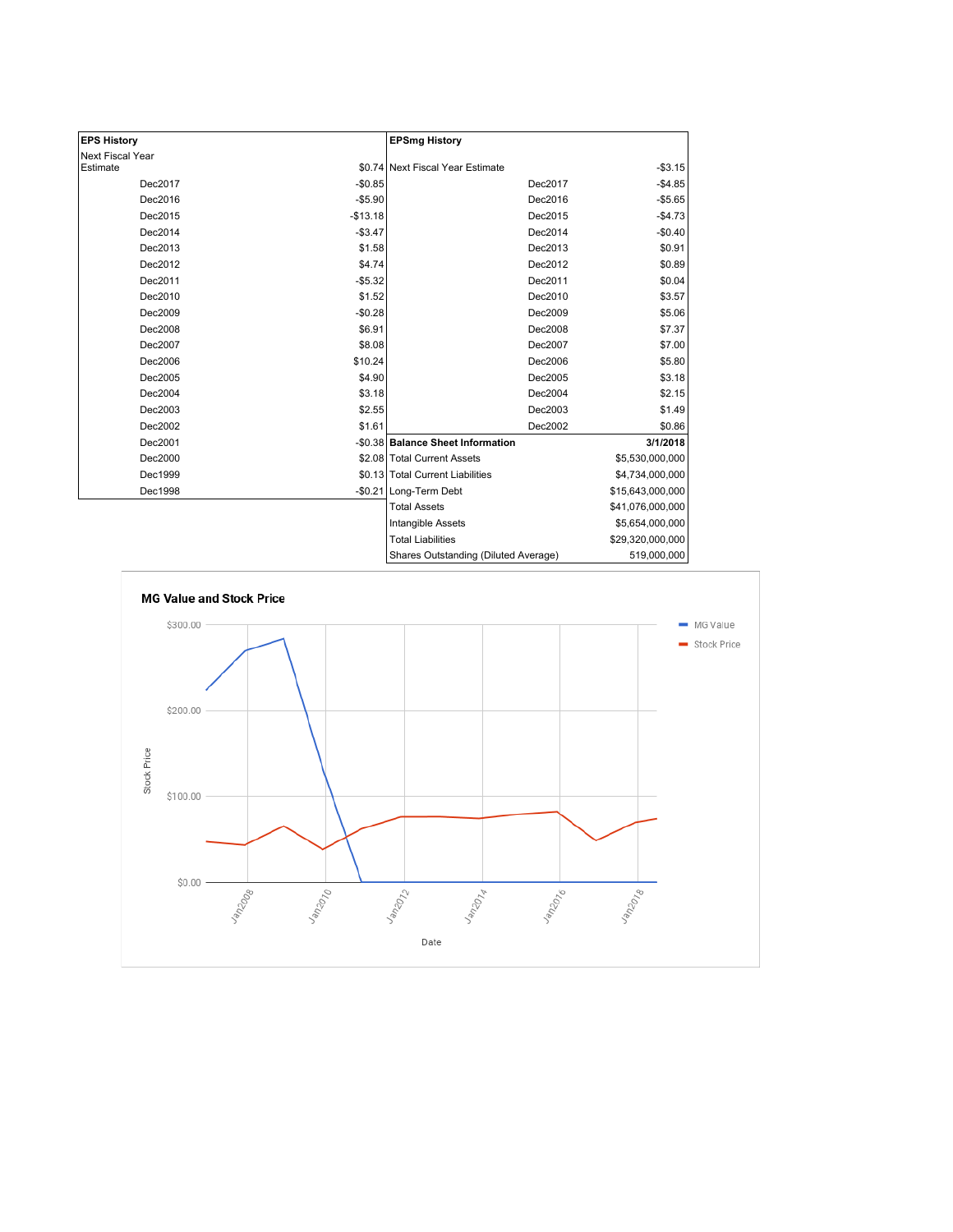| EPS History | |
|---|---|
| Next Fiscal Year Estimate | $0.74 |
| Dec2017 | -$0.85 |
| Dec2016 | -$5.90 |
| Dec2015 | -$13.18 |
| Dec2014 | -$3.47 |
| Dec2013 | $1.58 |
| Dec2012 | $4.74 |
| Dec2011 | -$5.32 |
| Dec2010 | $1.52 |
| Dec2009 | -$0.28 |
| Dec2008 | $6.91 |
| Dec2007 | $8.08 |
| Dec2006 | $10.24 |
| Dec2005 | $4.90 |
| Dec2004 | $3.18 |
| Dec2003 | $2.55 |
| Dec2002 | $1.61 |
| Dec2001 | -$0.38 |
| Dec2000 | $2.08 |
| Dec1999 | $0.13 |
| Dec1998 | -$0.21 |

| EPSmg History | |
|---|---|
| Next Fiscal Year Estimate | -$3.15 |
| Dec2017 | -$4.85 |
| Dec2016 | -$5.65 |
| Dec2015 | -$4.73 |
| Dec2014 | -$0.40 |
| Dec2013 | $0.91 |
| Dec2012 | $0.89 |
| Dec2011 | $0.04 |
| Dec2010 | $3.57 |
| Dec2009 | $5.06 |
| Dec2008 | $7.37 |
| Dec2007 | $7.00 |
| Dec2006 | $5.80 |
| Dec2005 | $3.18 |
| Dec2004 | $2.15 |
| Dec2003 | $1.49 |
| Dec2002 | $0.86 |

| Balance Sheet Information | 3/1/2018 |
|---|---|
| Total Current Assets | $5,530,000,000 |
| Total Current Liabilities | $4,734,000,000 |
| Long-Term Debt | $15,643,000,000 |
| Total Assets | $41,076,000,000 |
| Intangible Assets | $5,654,000,000 |
| Total Liabilities | $29,320,000,000 |
| Shares Outstanding (Diluted Average) | 519,000,000 |

**MG Value and Stock Price**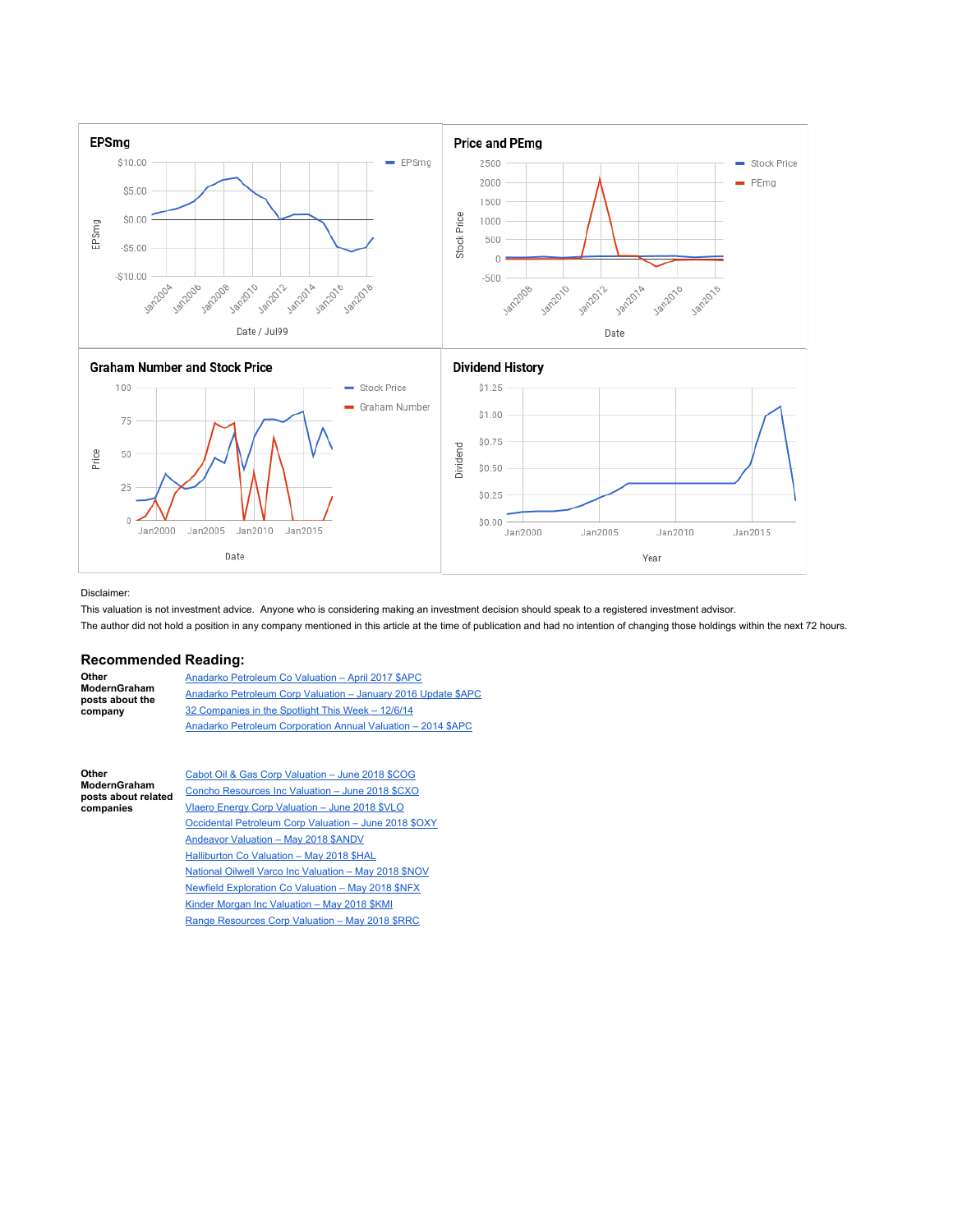**EPSmg**

$10.00
$5.00
$0.00
-$5.00
-$10.00

EPSmg

Jan2004 Jan2006 Jan2008 Jan2010 Jan2012 Jan2014 Jan2016 Jan2018

Date / Jul99

EPSmg

**Price and PEmg**

2500
2000
1500
1000
500
0
-500

Stock Price

Jan2008 Jan2010 Jan2012 Jan2014 Jan2016 Jan2018

Date

Stock Price
PEmg

**Graham Number and Stock Price**

100
75
50
25
0

Price

Jan2000 Jan2005 Jan2010 Jan2015

Date

Stock Price
Graham Number

**Dividend History**

$1.25
$1.00
$0.75
$0.50
$0.25
$0.00

Dividend

Jan2000 Jan2005 Jan2010 Jan2015

Year

Disclaimer:

This valuation is not investment advice. Anyone who is considering making an investment decision should speak to a registered investment advisor.

The author did not hold a position in any company mentioned in this article at the time of publication and had no intention of changing those holdings within the next 72 hours.

## Recommended Reading:

**Other ModernGraham posts about the company**

- Anadarko Petroleum Co Valuation – April 2017 $APC
- Anadarko Petroleum Corp Valuation – January 2016 Update $APC
- 32 Companies in the Spotlight This Week – 12/6/14
- Anadarko Petroleum Corporation Annual Valuation – 2014 $APC

**Other ModernGraham posts about related companies**

- Cabot Oil & Gas Corp Valuation – June 2018 $COG
- Concho Resources Inc Valuation – June 2018 $CXO
- Vlaero Energy Corp Valuation – June 2018 $VLO
- Occidental Petroleum Corp Valuation – June 2018 $OXY
- Andeavor Valuation – May 2018 $ANDV
- Halliburton Co Valuation – May 2018 $HAL
- National Oilwell Varco Inc Valuation – May 2018 $NOV
- Newfield Exploration Co Valuation – May 2018 $NFX
- Kinder Morgan Inc Valuation – May 2018 $KMI
- Range Resources Corp Valuation – May 2018 $RRC